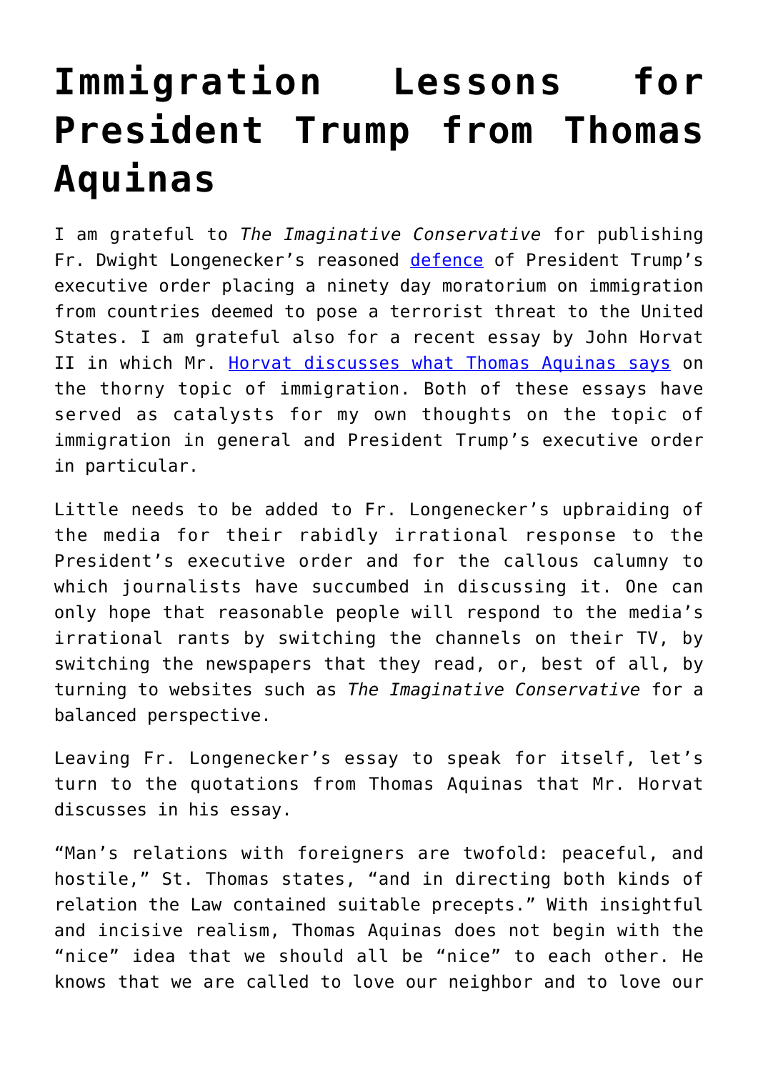# Immigration Lessons for President Trump from Thomas Aquinas

I am grateful to *The Imaginative Conservative* for publishing Fr. Dwight Longenecker's reasoned [defence](defence) of President Trump's executive order placing a ninety day moratorium on immigration from countries deemed to pose a terrorist threat to the United States. I am grateful also for a recent essay by John Horvat II in which Mr. [Horvat discusses what Thomas Aquinas says](Horvat discusses what Thomas Aquinas says) on the thorny topic of immigration. Both of these essays have served as catalysts for my own thoughts on the topic of immigration in general and President Trump's executive order in particular.

Little needs to be added to Fr. Longenecker's upbraiding of the media for their rabidly irrational response to the President's executive order and for the callous calumny to which journalists have succumbed in discussing it. One can only hope that reasonable people will respond to the media's irrational rants by switching the channels on their TV, by switching the newspapers that they read, or, best of all, by turning to websites such as *The Imaginative Conservative* for a balanced perspective.

Leaving Fr. Longenecker's essay to speak for itself, let's turn to the quotations from Thomas Aquinas that Mr. Horvat discusses in his essay.

"Man's relations with foreigners are twofold: peaceful, and hostile," St. Thomas states, "and in directing both kinds of relation the Law contained suitable precepts." With insightful and incisive realism, Thomas Aquinas does not begin with the "nice" idea that we should all be "nice" to each other. He knows that we are called to love our neighbor and to love our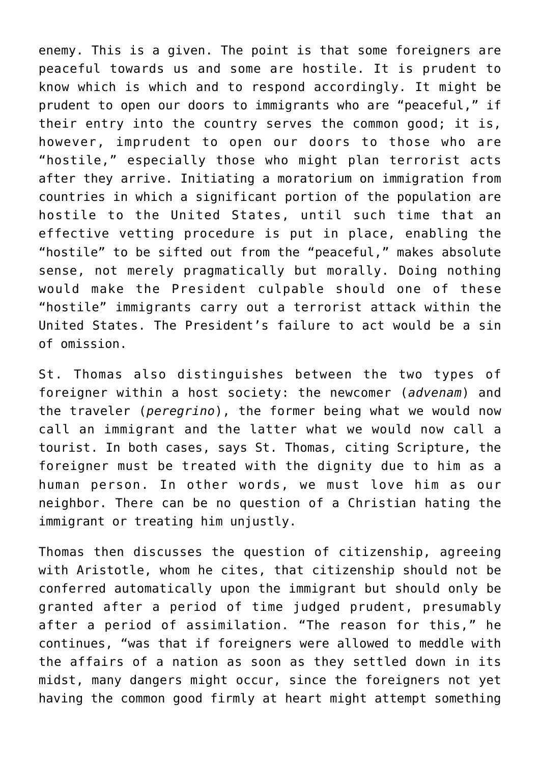enemy. This is a given. The point is that some foreigners are peaceful towards us and some are hostile. It is prudent to know which is which and to respond accordingly. It might be prudent to open our doors to immigrants who are "peaceful," if their entry into the country serves the common good; it is, however, imprudent to open our doors to those who are "hostile," especially those who might plan terrorist acts after they arrive. Initiating a moratorium on immigration from countries in which a significant portion of the population are hostile to the United States, until such time that an effective vetting procedure is put in place, enabling the "hostile" to be sifted out from the "peaceful," makes absolute sense, not merely pragmatically but morally. Doing nothing would make the President culpable should one of these "hostile" immigrants carry out a terrorist attack within the United States. The President's failure to act would be a sin of omission.

St. Thomas also distinguishes between the two types of foreigner within a host society: the newcomer (*advenam*) and the traveler (*peregrino*), the former being what we would now call an immigrant and the latter what we would now call a tourist. In both cases, says St. Thomas, citing Scripture, the foreigner must be treated with the dignity due to him as a human person. In other words, we must love him as our neighbor. There can be no question of a Christian hating the immigrant or treating him unjustly.

Thomas then discusses the question of citizenship, agreeing with Aristotle, whom he cites, that citizenship should not be conferred automatically upon the immigrant but should only be granted after a period of time judged prudent, presumably after a period of assimilation. "The reason for this," he continues, "was that if foreigners were allowed to meddle with the affairs of a nation as soon as they settled down in its midst, many dangers might occur, since the foreigners not yet having the common good firmly at heart might attempt something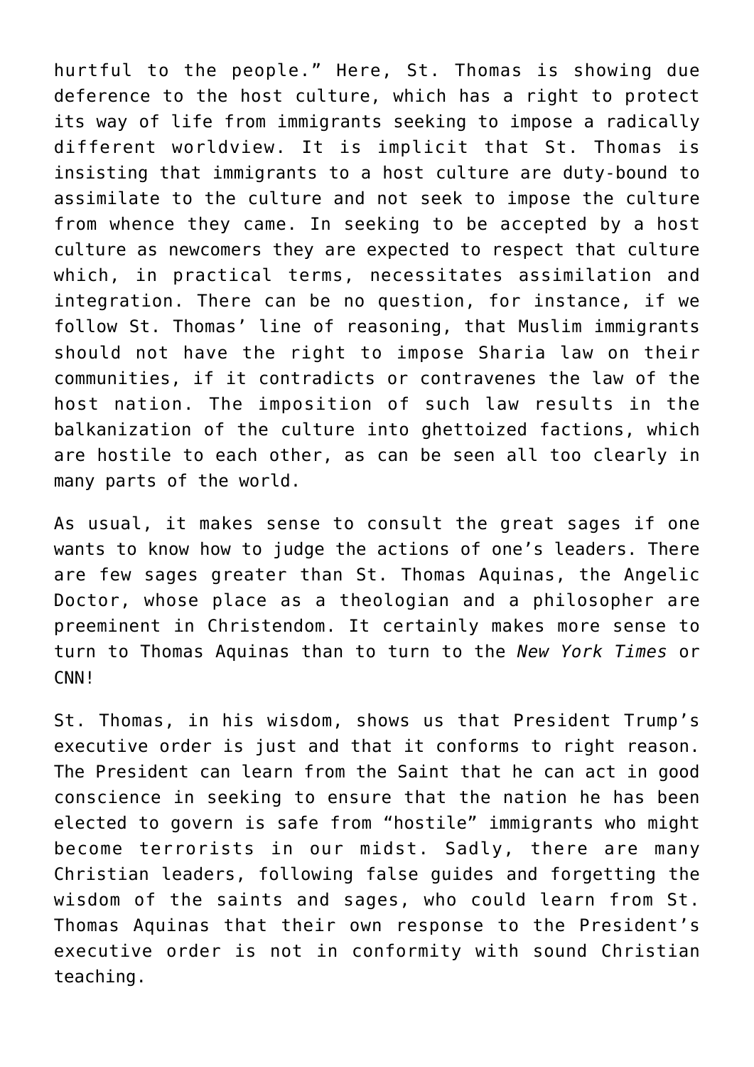hurtful to the people." Here, St. Thomas is showing due deference to the host culture, which has a right to protect its way of life from immigrants seeking to impose a radically different worldview. It is implicit that St. Thomas is insisting that immigrants to a host culture are duty-bound to assimilate to the culture and not seek to impose the culture from whence they came. In seeking to be accepted by a host culture as newcomers they are expected to respect that culture which, in practical terms, necessitates assimilation and integration. There can be no question, for instance, if we follow St. Thomas' line of reasoning, that Muslim immigrants should not have the right to impose Sharia law on their communities, if it contradicts or contravenes the law of the host nation. The imposition of such law results in the balkanization of the culture into ghettoized factions, which are hostile to each other, as can be seen all too clearly in many parts of the world.

As usual, it makes sense to consult the great sages if one wants to know how to judge the actions of one's leaders. There are few sages greater than St. Thomas Aquinas, the Angelic Doctor, whose place as a theologian and a philosopher are preeminent in Christendom. It certainly makes more sense to turn to Thomas Aquinas than to turn to the *New York Times* or CNN!

St. Thomas, in his wisdom, shows us that President Trump's executive order is just and that it conforms to right reason. The President can learn from the Saint that he can act in good conscience in seeking to ensure that the nation he has been elected to govern is safe from "hostile" immigrants who might become terrorists in our midst. Sadly, there are many Christian leaders, following false guides and forgetting the wisdom of the saints and sages, who could learn from St. Thomas Aquinas that their own response to the President's executive order is not in conformity with sound Christian teaching.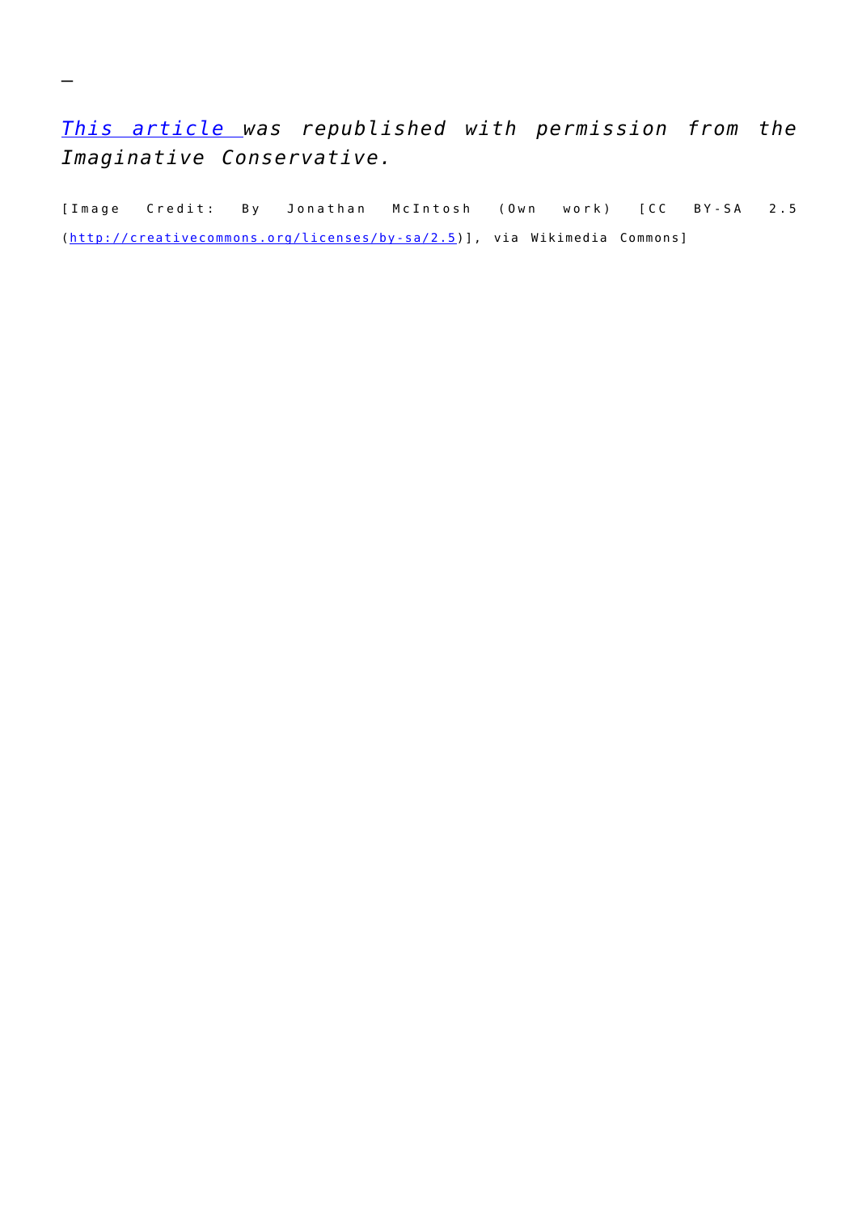—

*[This article](#) was republished with permission from the Imaginative Conservative.*

[Image Credit: By Jonathan McIntosh (Own work) [CC BY-SA 2.5 (http://creativecommons.org/licenses/by-sa/2.5)], via Wikimedia Commons]